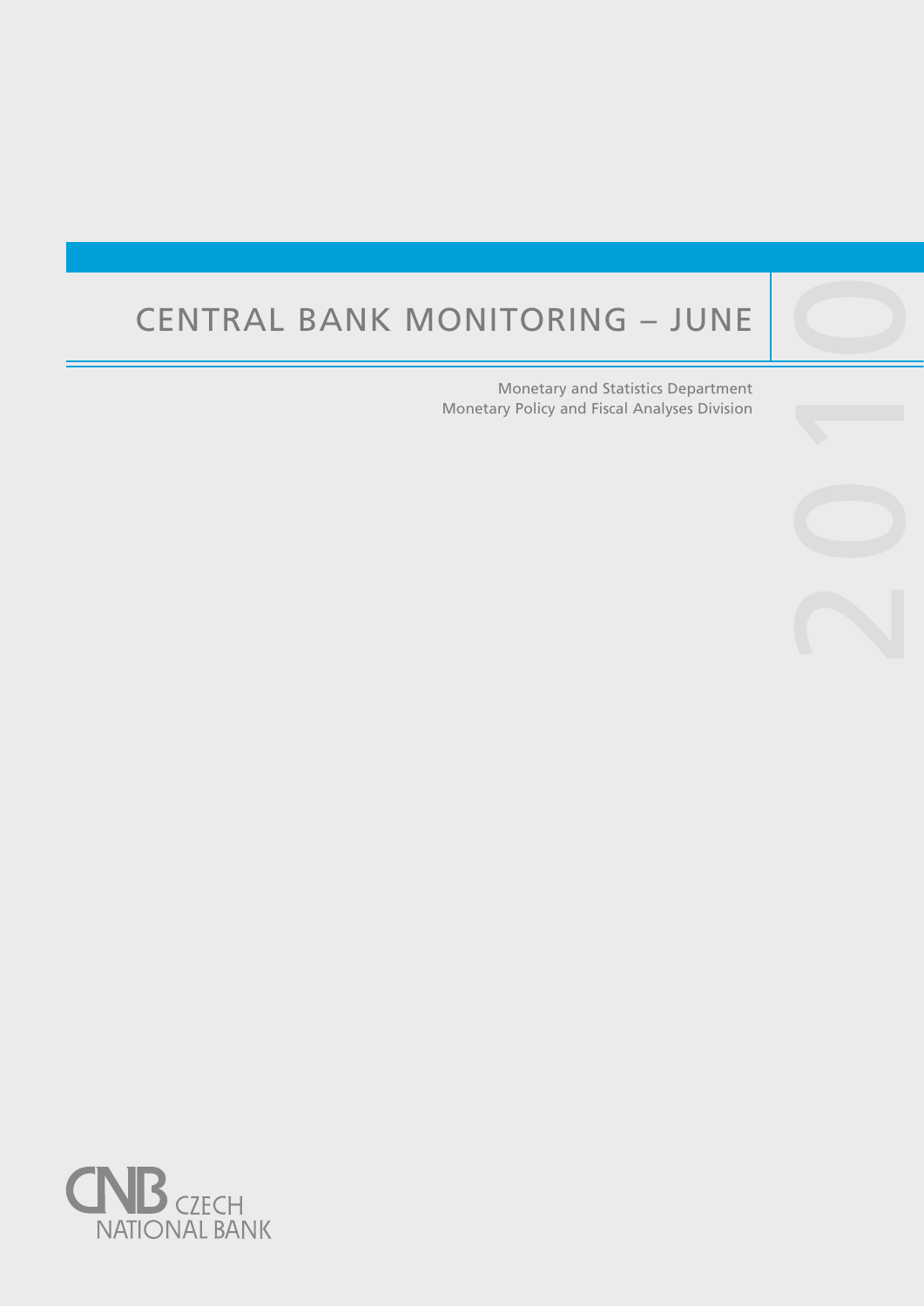# CENTRAL BANK MONITORING – JUNE 2010

Monetary and Statistics Department
Monetary Policy and Fiscal Analyses Division

CZECH NATIONAL BANK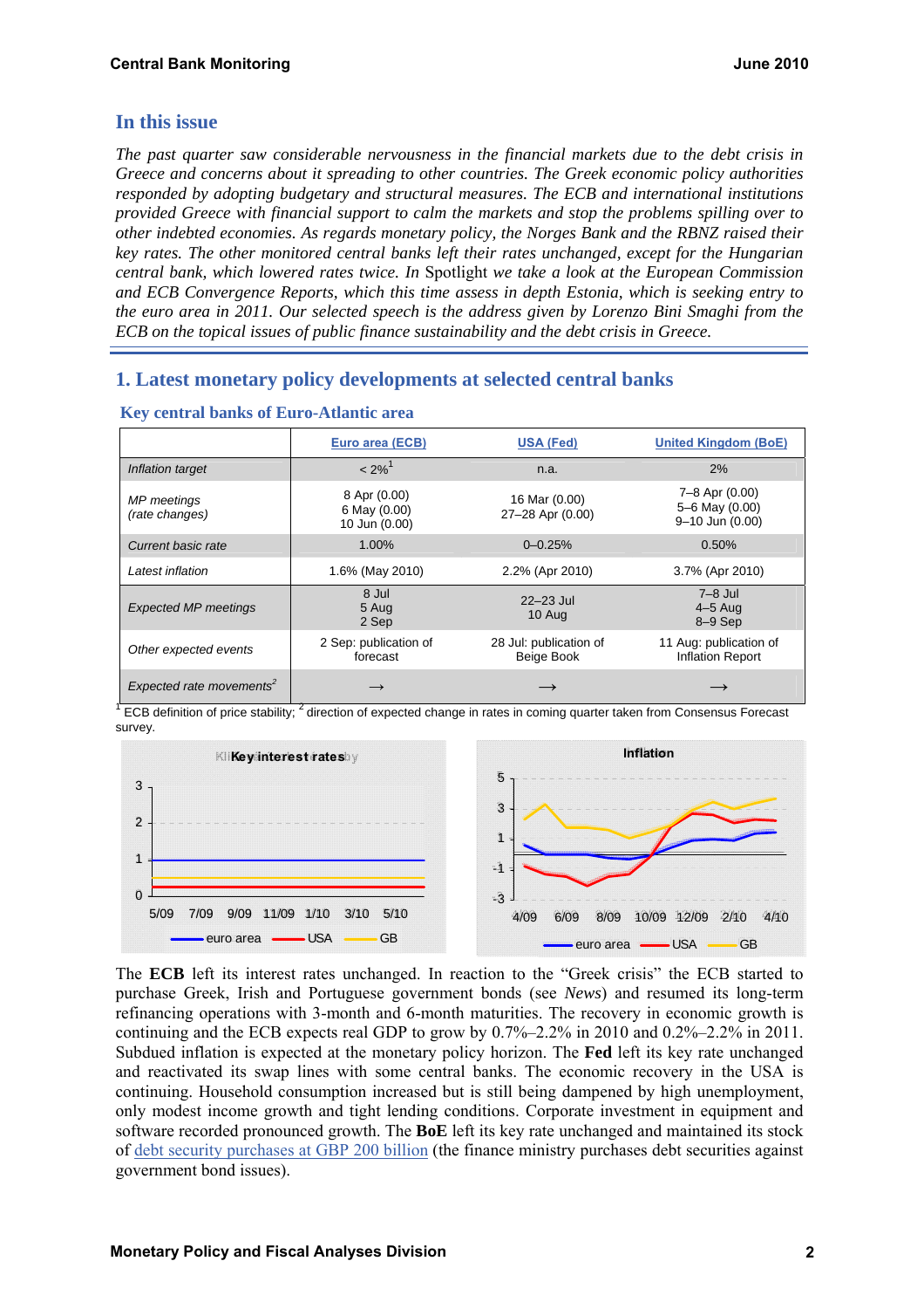## In this issue

*The past quarter saw considerable nervousness in the financial markets due to the debt crisis in Greece and concerns about it spreading to other countries. The Greek economic policy authorities responded by adopting budgetary and structural measures. The ECB and international institutions provided Greece with financial support to calm the markets and stop the problems spilling over to other indebted economies. As regards monetary policy, the Norges Bank and the RBNZ raised their key rates. The other monitored central banks left their rates unchanged, except for the Hungarian central bank, which lowered rates twice. In* Spotlight *we take a look at the European Commission and ECB Convergence Reports, which this time assess in depth Estonia, which is seeking entry to the euro area in 2011. Our selected speech is the address given by Lorenzo Bini Smaghi from the ECB on the topical issues of public finance sustainability and the debt crisis in Greece.*

## 1. Latest monetary policy developments at selected central banks

### Key central banks of Euro-Atlantic area

| | Euro area (ECB) | USA (Fed) | United Kingdom (BoE) |
|---|---|---|---|
| *Inflation target* | < 2%[1] | n.a. | 2% |
| *MP meetings (rate changes)* | 8 Apr (0.00)<br>6 May (0.00)<br>10 Jun (0.00) | 16 Mar (0.00)<br>27–28 Apr (0.00) | 7–8 Apr (0.00)<br>5–6 May (0.00)<br>9–10 Jun (0.00) |
| *Current basic rate* | 1.00% | 0–0.25% | 0.50% |
| *Latest inflation* | 1.6% (May 2010) | 2.2% (Apr 2010) | 3.7% (Apr 2010) |
| *Expected MP meetings* | 8 Jul<br>5 Aug<br>2 Sep | 22–23 Jul<br>10 Aug | 7–8 Jul<br>4–5 Aug<br>8–9 Sep |
| *Other expected events* | 2 Sep: publication of forecast | 28 Jul: publication of Beige Book | 11 Aug: publication of Inflation Report |
| *Expected rate movements*[2] | → | → | → |

[1] ECB definition of price stability; [2] direction of expected change in rates in coming quarter taken from Consensus Forecast survey.

The **ECB** left its interest rates unchanged. In reaction to the "Greek crisis" the ECB started to purchase Greek, Irish and Portuguese government bonds (see *News*) and resumed its long-term refinancing operations with 3-month and 6-month maturities. The recovery in economic growth is continuing and the ECB expects real GDP to grow by 0.7%–2.2% in 2010 and 0.2%–2.2% in 2011. Subdued inflation is expected at the monetary policy horizon. The **Fed** left its key rate unchanged and reactivated its swap lines with some central banks. The economic recovery in the USA is continuing. Household consumption increased but is still being dampened by high unemployment, only modest income growth and tight lending conditions. Corporate investment in equipment and software recorded pronounced growth. The **BoE** left its key rate unchanged and maintained its stock of debt security purchases at GBP 200 billion (the finance ministry purchases debt securities against government bond issues).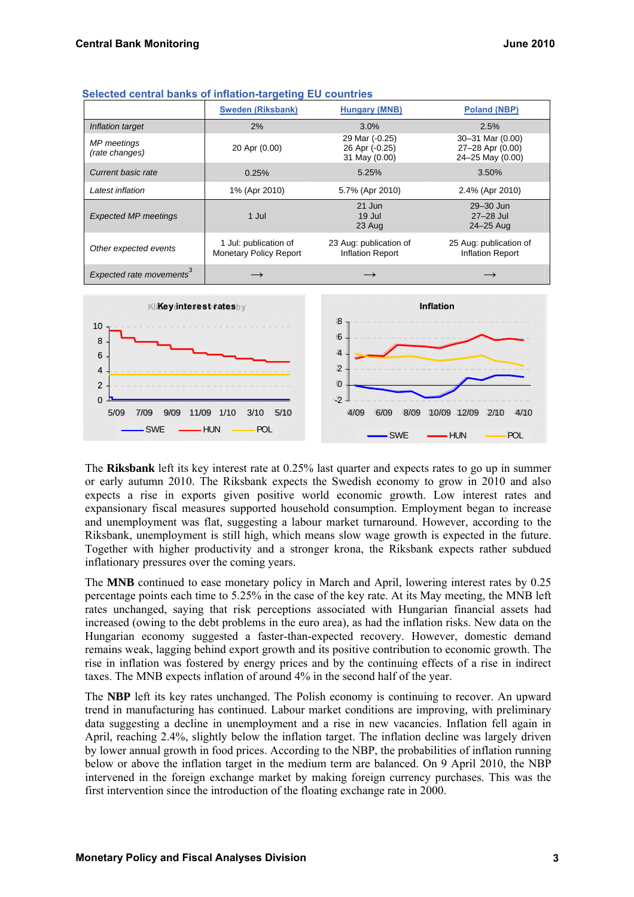### Selected central banks of inflation-targeting EU countries

| | Sweden (Riksbank) | Hungary (MNB) | Poland (NBP) |
|---|---|---|---|
| *Inflation target* | 2% | 3.0% | 2.5% |
| *MP meetings (rate changes)* | 20 Apr (0.00) | 29 Mar (-0.25)<br>26 Apr (-0.25)<br>31 May (0.00) | 30–31 Mar (0.00)<br>27–28 Apr (0.00)<br>24–25 May (0.00) |
| *Current basic rate* | 0.25% | 5.25% | 3.50% |
| *Latest inflation* | 1% (Apr 2010) | 5.7% (Apr 2010) | 2.4% (Apr 2010) |
| *Expected MP meetings* | 1 Jul | 21 Jun<br>19 Jul<br>23 Aug | 29–30 Jun<br>27–28 Jul<br>24–25 Aug |
| *Other expected events* | 1 Jul: publication of Monetary Policy Report | 23 Aug: publication of Inflation Report | 25 Aug: publication of Inflation Report |
| *Expected rate movements*[3] | → | → | → |

The **Riksbank** left its key interest rate at 0.25% last quarter and expects rates to go up in summer or early autumn 2010. The Riksbank expects the Swedish economy to grow in 2010 and also expects a rise in exports given positive world economic growth. Low interest rates and expansionary fiscal measures supported household consumption. Employment began to increase and unemployment was flat, suggesting a labour market turnaround. However, according to the Riksbank, unemployment is still high, which means slow wage growth is expected in the future. Together with higher productivity and a stronger krona, the Riksbank expects rather subdued inflationary pressures over the coming years.

The **MNB** continued to ease monetary policy in March and April, lowering interest rates by 0.25 percentage points each time to 5.25% in the case of the key rate. At its May meeting, the MNB left rates unchanged, saying that risk perceptions associated with Hungarian financial assets had increased (owing to the debt problems in the euro area), as had the inflation risks. New data on the Hungarian economy suggested a faster-than-expected recovery. However, domestic demand remains weak, lagging behind export growth and its positive contribution to economic growth. The rise in inflation was fostered by energy prices and by the continuing effects of a rise in indirect taxes. The MNB expects inflation of around 4% in the second half of the year.

The **NBP** left its key rates unchanged. The Polish economy is continuing to recover. An upward trend in manufacturing has continued. Labour market conditions are improving, with preliminary data suggesting a decline in unemployment and a rise in new vacancies. Inflation fell again in April, reaching 2.4%, slightly below the inflation target. The inflation decline was largely driven by lower annual growth in food prices. According to the NBP, the probabilities of inflation running below or above the inflation target in the medium term are balanced. On 9 April 2010, the NBP intervened in the foreign exchange market by making foreign currency purchases. This was the first intervention since the introduction of the floating exchange rate in 2000.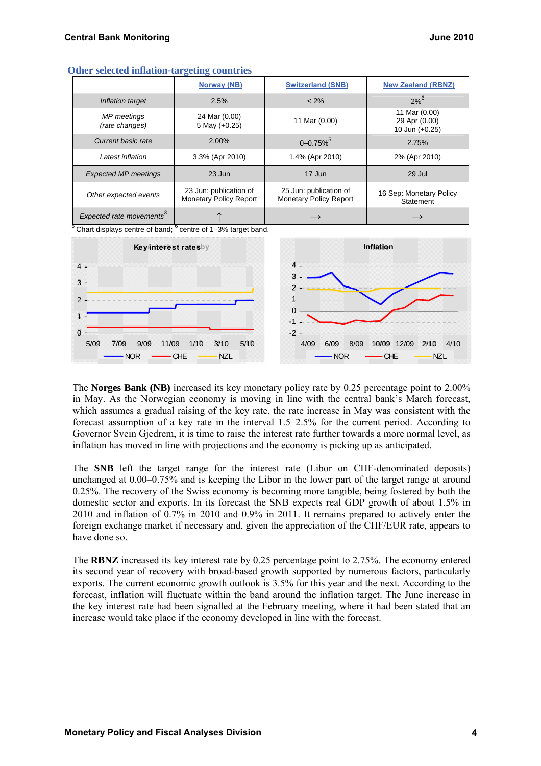### Other selected inflation-targeting countries

| | Norway (NB) | Switzerland (SNB) | New Zealand (RBNZ) |
|---|---|---|---|
| *Inflation target* | 2.5% | < 2% | 2%[6] |
| *MP meetings (rate changes)* | 24 Mar (0.00)<br>5 May (+0.25) | 11 Mar (0.00) | 11 Mar (0.00)<br>29 Apr (0.00)<br>10 Jun (+0.25) |
| *Current basic rate* | 2.00% | 0–0.75%[5] | 2.75% |
| *Latest inflation* | 3.3% (Apr 2010) | 1.4% (Apr 2010) | 2% (Apr 2010) |
| *Expected MP meetings* | 23 Jun | 17 Jun | 29 Jul |
| *Other expected events* | 23 Jun: publication of Monetary Policy Report | 25 Jun: publication of Monetary Policy Report | 16 Sep: Monetary Policy Statement |
| *Expected rate movements*[3] | ↑ | → | → |

[5] Chart displays centre of band; [6] centre of 1–3% target band.

The **Norges Bank (NB)** increased its key monetary policy rate by 0.25 percentage point to 2.00% in May. As the Norwegian economy is moving in line with the central bank's March forecast, which assumes a gradual raising of the key rate, the rate increase in May was consistent with the forecast assumption of a key rate in the interval 1.5–2.5% for the current period. According to Governor Svein Gjedrem, it is time to raise the interest rate further towards a more normal level, as inflation has moved in line with projections and the economy is picking up as anticipated.

The **SNB** left the target range for the interest rate (Libor on CHF-denominated deposits) unchanged at 0.00–0.75% and is keeping the Libor in the lower part of the target range at around 0.25%. The recovery of the Swiss economy is becoming more tangible, being fostered by both the domestic sector and exports. In its forecast the SNB expects real GDP growth of about 1.5% in 2010 and inflation of 0.7% in 2010 and 0.9% in 2011. It remains prepared to actively enter the foreign exchange market if necessary and, given the appreciation of the CHF/EUR rate, appears to have done so.

The **RBNZ** increased its key interest rate by 0.25 percentage point to 2.75%. The economy entered its second year of recovery with broad-based growth supported by numerous factors, particularly exports. The current economic growth outlook is 3.5% for this year and the next. According to the forecast, inflation will fluctuate within the band around the inflation target. The June increase in the key interest rate had been signalled at the February meeting, where it had been stated that an increase would take place if the economy developed in line with the forecast.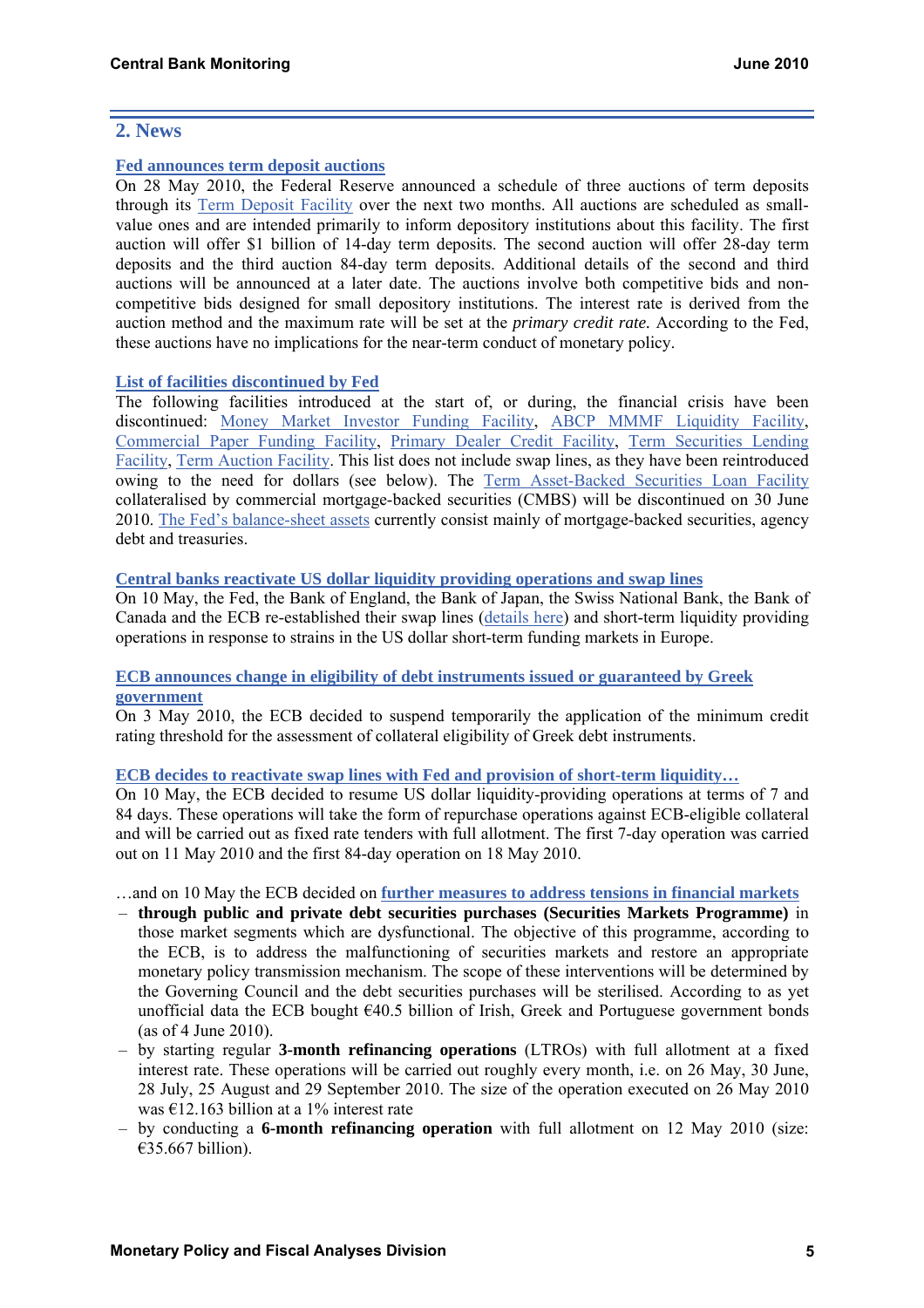## 2. News

### Fed announces term deposit auctions

On 28 May 2010, the Federal Reserve announced a schedule of three auctions of term deposits through its Term Deposit Facility over the next two months. All auctions are scheduled as small-value ones and are intended primarily to inform depository institutions about this facility. The first auction will offer $1 billion of 14-day term deposits. The second auction will offer 28-day term deposits and the third auction 84-day term deposits. Additional details of the second and third auctions will be announced at a later date. The auctions involve both competitive bids and non-competitive bids designed for small depository institutions. The interest rate is derived from the auction method and the maximum rate will be set at the *primary credit rate.* According to the Fed, these auctions have no implications for the near-term conduct of monetary policy.

### List of facilities discontinued by Fed

The following facilities introduced at the start of, or during, the financial crisis have been discontinued: Money Market Investor Funding Facility, ABCP MMMF Liquidity Facility, Commercial Paper Funding Facility, Primary Dealer Credit Facility, Term Securities Lending Facility, Term Auction Facility. This list does not include swap lines, as they have been reintroduced owing to the need for dollars (see below). The Term Asset-Backed Securities Loan Facility collateralised by commercial mortgage-backed securities (CMBS) will be discontinued on 30 June 2010. The Fed's balance-sheet assets currently consist mainly of mortgage-backed securities, agency debt and treasuries.

### Central banks reactivate US dollar liquidity providing operations and swap lines

On 10 May, the Fed, the Bank of England, the Bank of Japan, the Swiss National Bank, the Bank of Canada and the ECB re-established their swap lines (details here) and short-term liquidity providing operations in response to strains in the US dollar short-term funding markets in Europe.

### ECB announces change in eligibility of debt instruments issued or guaranteed by Greek government

On 3 May 2010, the ECB decided to suspend temporarily the application of the minimum credit rating threshold for the assessment of collateral eligibility of Greek debt instruments.

### ECB decides to reactivate swap lines with Fed and provision of short-term liquidity…

On 10 May, the ECB decided to resume US dollar liquidity-providing operations at terms of 7 and 84 days. These operations will take the form of repurchase operations against ECB-eligible collateral and will be carried out as fixed rate tenders with full allotment. The first 7-day operation was carried out on 11 May 2010 and the first 84-day operation on 18 May 2010.

…and on 10 May the ECB decided on **further measures to address tensions in financial markets**

- **through public and private debt securities purchases (Securities Markets Programme)** in those market segments which are dysfunctional. The objective of this programme, according to the ECB, is to address the malfunctioning of securities markets and restore an appropriate monetary policy transmission mechanism. The scope of these interventions will be determined by the Governing Council and the debt securities purchases will be sterilised. According to as yet unofficial data the ECB bought €40.5 billion of Irish, Greek and Portuguese government bonds (as of 4 June 2010).
- by starting regular **3-month refinancing operations** (LTROs) with full allotment at a fixed interest rate. These operations will be carried out roughly every month, i.e. on 26 May, 30 June, 28 July, 25 August and 29 September 2010. The size of the operation executed on 26 May 2010 was €12.163 billion at a 1% interest rate
- by conducting a **6-month refinancing operation** with full allotment on 12 May 2010 (size: €35.667 billion).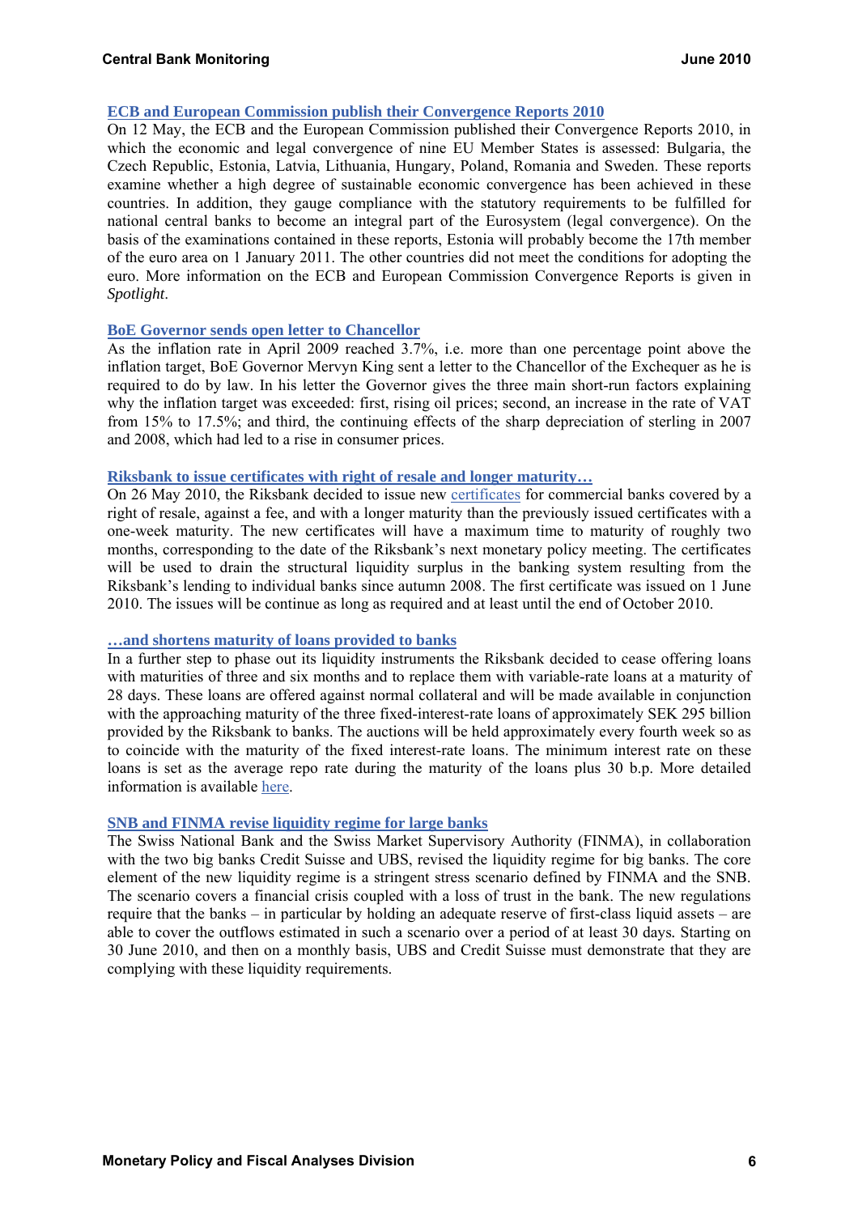### ECB and European Commission publish their Convergence Reports 2010

On 12 May, the ECB and the European Commission published their Convergence Reports 2010, in which the economic and legal convergence of nine EU Member States is assessed: Bulgaria, the Czech Republic, Estonia, Latvia, Lithuania, Hungary, Poland, Romania and Sweden. These reports examine whether a high degree of sustainable economic convergence has been achieved in these countries. In addition, they gauge compliance with the statutory requirements to be fulfilled for national central banks to become an integral part of the Eurosystem (legal convergence). On the basis of the examinations contained in these reports, Estonia will probably become the 17th member of the euro area on 1 January 2011. The other countries did not meet the conditions for adopting the euro. More information on the ECB and European Commission Convergence Reports is given in *Spotlight*.

### BoE Governor sends open letter to Chancellor

As the inflation rate in April 2009 reached 3.7%, i.e. more than one percentage point above the inflation target, BoE Governor Mervyn King sent a letter to the Chancellor of the Exchequer as he is required to do by law. In his letter the Governor gives the three main short-run factors explaining why the inflation target was exceeded: first, rising oil prices; second, an increase in the rate of VAT from 15% to 17.5%; and third, the continuing effects of the sharp depreciation of sterling in 2007 and 2008, which had led to a rise in consumer prices.

### Riksbank to issue certificates with right of resale and longer maturity…

On 26 May 2010, the Riksbank decided to issue new certificates for commercial banks covered by a right of resale, against a fee, and with a longer maturity than the previously issued certificates with a one-week maturity. The new certificates will have a maximum time to maturity of roughly two months, corresponding to the date of the Riksbank's next monetary policy meeting. The certificates will be used to drain the structural liquidity surplus in the banking system resulting from the Riksbank's lending to individual banks since autumn 2008. The first certificate was issued on 1 June 2010. The issues will be continue as long as required and at least until the end of October 2010.

### …and shortens maturity of loans provided to banks

In a further step to phase out its liquidity instruments the Riksbank decided to cease offering loans with maturities of three and six months and to replace them with variable-rate loans at a maturity of 28 days. These loans are offered against normal collateral and will be made available in conjunction with the approaching maturity of the three fixed-interest-rate loans of approximately SEK 295 billion provided by the Riksbank to banks. The auctions will be held approximately every fourth week so as to coincide with the maturity of the fixed interest-rate loans. The minimum interest rate on these loans is set as the average repo rate during the maturity of the loans plus 30 b.p. More detailed information is available here.

### SNB and FINMA revise liquidity regime for large banks

The Swiss National Bank and the Swiss Market Supervisory Authority (FINMA), in collaboration with the two big banks Credit Suisse and UBS, revised the liquidity regime for big banks. The core element of the new liquidity regime is a stringent stress scenario defined by FINMA and the SNB. The scenario covers a financial crisis coupled with a loss of trust in the bank. The new regulations require that the banks – in particular by holding an adequate reserve of first-class liquid assets – are able to cover the outflows estimated in such a scenario over a period of at least 30 days. Starting on 30 June 2010, and then on a monthly basis, UBS and Credit Suisse must demonstrate that they are complying with these liquidity requirements.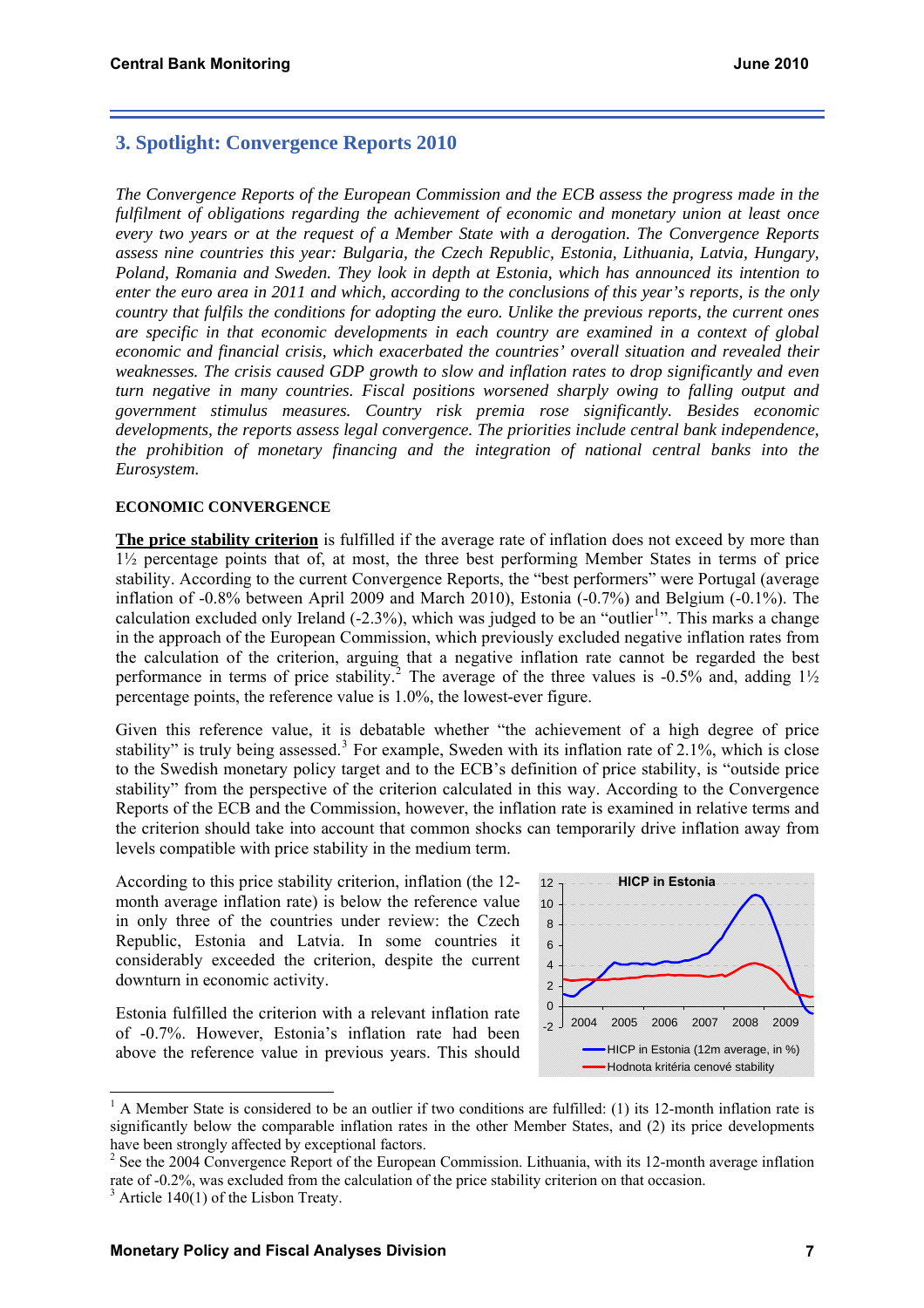## 3. Spotlight: Convergence Reports 2010

*The Convergence Reports of the European Commission and the ECB assess the progress made in the fulfilment of obligations regarding the achievement of economic and monetary union at least once every two years or at the request of a Member State with a derogation. The Convergence Reports assess nine countries this year: Bulgaria, the Czech Republic, Estonia, Lithuania, Latvia, Hungary, Poland, Romania and Sweden. They look in depth at Estonia, which has announced its intention to enter the euro area in 2011 and which, according to the conclusions of this year's reports, is the only country that fulfils the conditions for adopting the euro. Unlike the previous reports, the current ones are specific in that economic developments in each country are examined in a context of global economic and financial crisis, which exacerbated the countries' overall situation and revealed their weaknesses. The crisis caused GDP growth to slow and inflation rates to drop significantly and even turn negative in many countries. Fiscal positions worsened sharply owing to falling output and government stimulus measures. Country risk premia rose significantly. Besides economic developments, the reports assess legal convergence. The priorities include central bank independence, the prohibition of monetary financing and the integration of national central banks into the Eurosystem.*

### ECONOMIC CONVERGENCE

**The price stability criterion** is fulfilled if the average rate of inflation does not exceed by more than 1½ percentage points that of, at most, the three best performing Member States in terms of price stability. According to the current Convergence Reports, the "best performers" were Portugal (average inflation of -0.8% between April 2009 and March 2010), Estonia (-0.7%) and Belgium (-0.1%). The calculation excluded only Ireland (-2.3%), which was judged to be an "outlier[1]". This marks a change in the approach of the European Commission, which previously excluded negative inflation rates from the calculation of the criterion, arguing that a negative inflation rate cannot be regarded the best performance in terms of price stability.[2] The average of the three values is -0.5% and, adding 1½ percentage points, the reference value is 1.0%, the lowest-ever figure.

Given this reference value, it is debatable whether "the achievement of a high degree of price stability" is truly being assessed.[3] For example, Sweden with its inflation rate of 2.1%, which is close to the Swedish monetary policy target and to the ECB's definition of price stability, is "outside price stability" from the perspective of the criterion calculated in this way. According to the Convergence Reports of the ECB and the Commission, however, the inflation rate is examined in relative terms and the criterion should take into account that common shocks can temporarily drive inflation away from levels compatible with price stability in the medium term.

According to this price stability criterion, inflation (the 12-month average inflation rate) is below the reference value in only three of the countries under review: the Czech Republic, Estonia and Latvia. In some countries it considerably exceeded the criterion, despite the current downturn in economic activity.

Estonia fulfilled the criterion with a relevant inflation rate of -0.7%. However, Estonia's inflation rate had been above the reference value in previous years. This should

**HICP in Estonia**

[Chart: HICP in Estonia, 2004–2009, y-axis -2 to 12. Legend: HICP in Estonia (12m average, in %); Hodnota kritéria cenové stability]

---

[1] A Member State is considered to be an outlier if two conditions are fulfilled: (1) its 12-month inflation rate is significantly below the comparable inflation rates in the other Member States, and (2) its price developments have been strongly affected by exceptional factors.

[2] See the 2004 Convergence Report of the European Commission. Lithuania, with its 12-month average inflation rate of -0.2%, was excluded from the calculation of the price stability criterion on that occasion.

[3] Article 140(1) of the Lisbon Treaty.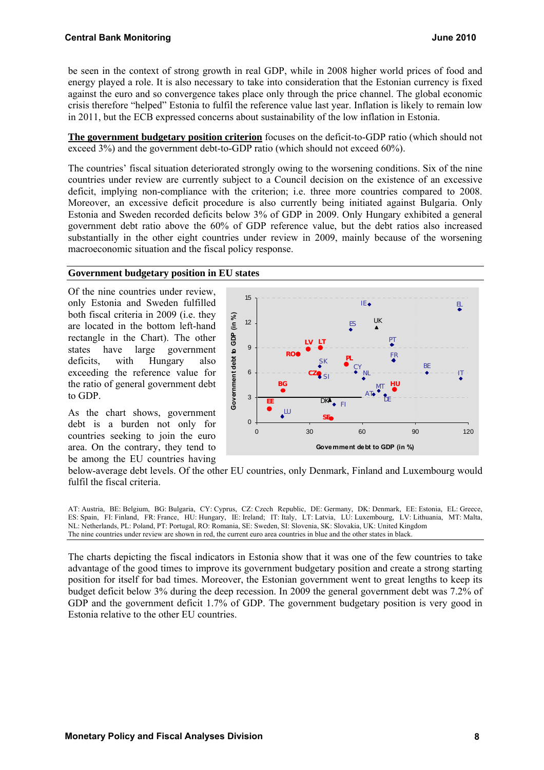be seen in the context of strong growth in real GDP, while in 2008 higher world prices of food and energy played a role. It is also necessary to take into consideration that the Estonian currency is fixed against the euro and so convergence takes place only through the price channel. The global economic crisis therefore "helped" Estonia to fulfil the reference value last year. Inflation is likely to remain low in 2011, but the ECB expressed concerns about sustainability of the low inflation in Estonia.

**The government budgetary position criterion** focuses on the deficit-to-GDP ratio (which should not exceed 3%) and the government debt-to-GDP ratio (which should not exceed 60%).

The countries' fiscal situation deteriorated strongly owing to the worsening conditions. Six of the nine countries under review are currently subject to a Council decision on the existence of an excessive deficit, implying non-compliance with the criterion; i.e. three more countries compared to 2008. Moreover, an excessive deficit procedure is also currently being initiated against Bulgaria. Only Estonia and Sweden recorded deficits below 3% of GDP in 2009. Only Hungary exhibited a general government debt ratio above the 60% of GDP reference value, but the debt ratios also increased substantially in the other eight countries under review in 2009, mainly because of the worsening macroeconomic situation and the fiscal policy response.

**Government budgetary position in EU states**

Of the nine countries under review, only Estonia and Sweden fulfilled both fiscal criteria in 2009 (i.e. they are located in the bottom left-hand rectangle in the Chart). The other states have large government deficits, with Hungary also exceeding the reference value for the ratio of general government debt to GDP.

As the chart shows, government debt is a burden not only for countries seeking to join the euro area. On the contrary, they tend to be among the EU countries having below-average debt levels. Of the other EU countries, only Denmark, Finland and Luxembourg would fulfil the fiscal criteria.

AT: Austria, BE: Belgium, BG: Bulgaria, CY: Cyprus, CZ: Czech Republic, DE: Germany, DK: Denmark, EE: Estonia, EL: Greece, ES: Spain, FI: Finland, FR: France, HU: Hungary, IE: Ireland; IT: Italy, LT: Latvia, LU: Luxembourg, LV: Lithuania, MT: Malta, NL: Netherlands, PL: Poland, PT: Portugal, RO: Romania, SE: Sweden, SI: Slovenia, SK: Slovakia, UK: United Kingdom
The nine countries under review are shown in red, the current euro area countries in blue and the other states in black.

The charts depicting the fiscal indicators in Estonia show that it was one of the few countries to take advantage of the good times to improve its government budgetary position and create a strong starting position for itself for bad times. Moreover, the Estonian government went to great lengths to keep its budget deficit below 3% during the deep recession. In 2009 the general government debt was 7.2% of GDP and the government deficit 1.7% of GDP. The government budgetary position is very good in Estonia relative to the other EU countries.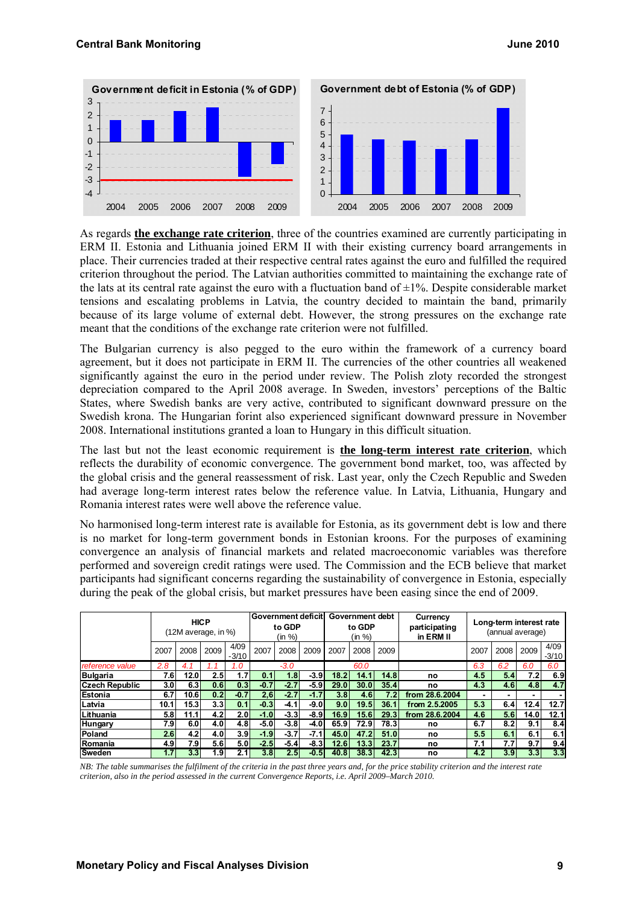Government deficit in Estonia (% of GDP)

Government debt of Estonia (% of GDP)

As regards **the exchange rate criterion**, three of the countries examined are currently participating in ERM II. Estonia and Lithuania joined ERM II with their existing currency board arrangements in place. Their currencies traded at their respective central rates against the euro and fulfilled the required criterion throughout the period. The Latvian authorities committed to maintaining the exchange rate of the lats at its central rate against the euro with a fluctuation band of ±1%. Despite considerable market tensions and escalating problems in Latvia, the country decided to maintain the band, primarily because of its large volume of external debt. However, the strong pressures on the exchange rate meant that the conditions of the exchange rate criterion were not fulfilled.

The Bulgarian currency is also pegged to the euro within the framework of a currency board agreement, but it does not participate in ERM II. The currencies of the other countries all weakened significantly against the euro in the period under review. The Polish zloty recorded the strongest depreciation compared to the April 2008 average. In Sweden, investors' perceptions of the Baltic States, where Swedish banks are very active, contributed to significant downward pressure on the Swedish krona. The Hungarian forint also experienced significant downward pressure in November 2008. International institutions granted a loan to Hungary in this difficult situation.

The last but not the least economic requirement is **the long-term interest rate criterion**, which reflects the durability of economic convergence. The government bond market, too, was affected by the global crisis and the general reassessment of risk. Last year, only the Czech Republic and Sweden had average long-term interest rates below the reference value. In Latvia, Lithuania, Hungary and Romania interest rates were well above the reference value.

No harmonised long-term interest rate is available for Estonia, as its government debt is low and there is no market for long-term government bonds in Estonian kroons. For the purposes of examining convergence an analysis of financial markets and related macroeconomic variables was therefore performed and sovereign credit ratings were used. The Commission and the ECB believe that market participants had significant concerns regarding the sustainability of convergence in Estonia, especially during the peak of the global crisis, but market pressures have been easing since the end of 2009.

| | HICP (12M average, in %) | | | | Government deficit to GDP (in %) | | | Government debt to GDP (in %) | | | Currency participating in ERM II | Long-term interest rate (annual average) | | | |
|---|---|---|---|---|---|---|---|---|---|---|---|---|---|---|---|
| | 2007 | 2008 | 2009 | 4/09 -3/10 | 2007 | 2008 | 2009 | 2007 | 2008 | 2009 | | 2007 | 2008 | 2009 | 4/09 -3/10 |
| *reference value* | *2.8* | *4.1* | *1.1* | *1.0* | | *-3.0* | | | *60.0* | | | *6.3* | *6.2* | *6.0* | *6.0* |
| **Bulgaria** | 7.6 | 12.0 | 2.5 | 1.7 | 0.1 | 1.8 | -3.9 | 18.2 | 14.1 | 14.8 | no | 4.5 | 5.4 | 7.2 | 6.9 |
| **Czech Republic** | 3.0 | 6.3 | 0.6 | 0.3 | -0.7 | -2.7 | -5.9 | 29.0 | 30.0 | 35.4 | no | 4.3 | 4.6 | 4.8 | 4.7 |
| **Estonia** | 6.7 | 10.6 | 0.2 | -0.7 | 2.6 | -2.7 | -1.7 | 3.8 | 4.6 | 7.2 | from 28.6.2004 | - | - | - | - |
| **Latvia** | 10.1 | 15.3 | 3.3 | 0.1 | -0.3 | -4.1 | -9.0 | 9.0 | 19.5 | 36.1 | from 2.5.2005 | 5.3 | 6.4 | 12.4 | 12.7 |
| **Lithuania** | 5.8 | 11.1 | 4.2 | 2.0 | -1.0 | -3.3 | -8.9 | 16.9 | 15.6 | 29.3 | from 28.6.2004 | 4.6 | 5.6 | 14.0 | 12.1 |
| **Hungary** | 7.9 | 6.0 | 4.0 | 4.8 | -5.0 | -3.8 | -4.0 | 65.9 | 72.9 | 78.3 | no | 6.7 | 8.2 | 9.1 | 8.4 |
| **Poland** | 2.6 | 4.2 | 4.0 | 3.9 | -1.9 | -3.7 | -7.1 | 45.0 | 47.2 | 51.0 | no | 5.5 | 6.1 | 6.1 | 6.1 |
| **Romania** | 4.9 | 7.9 | 5.6 | 5.0 | -2.5 | -5.4 | -8.3 | 12.6 | 13.3 | 23.7 | no | 7.1 | 7.7 | 9.7 | 9.4 |
| **Sweden** | 1.7 | 3.3 | 1.9 | 2.1 | 3.8 | 2.5 | -0.5 | 40.8 | 38.3 | 42.3 | no | 4.2 | 3.9 | 3.3 | 3.3 |

*NB: The table summarises the fulfilment of the criteria in the past three years and, for the price stability criterion and the interest rate criterion, also in the period assessed in the current Convergence Reports, i.e. April 2009–March 2010.*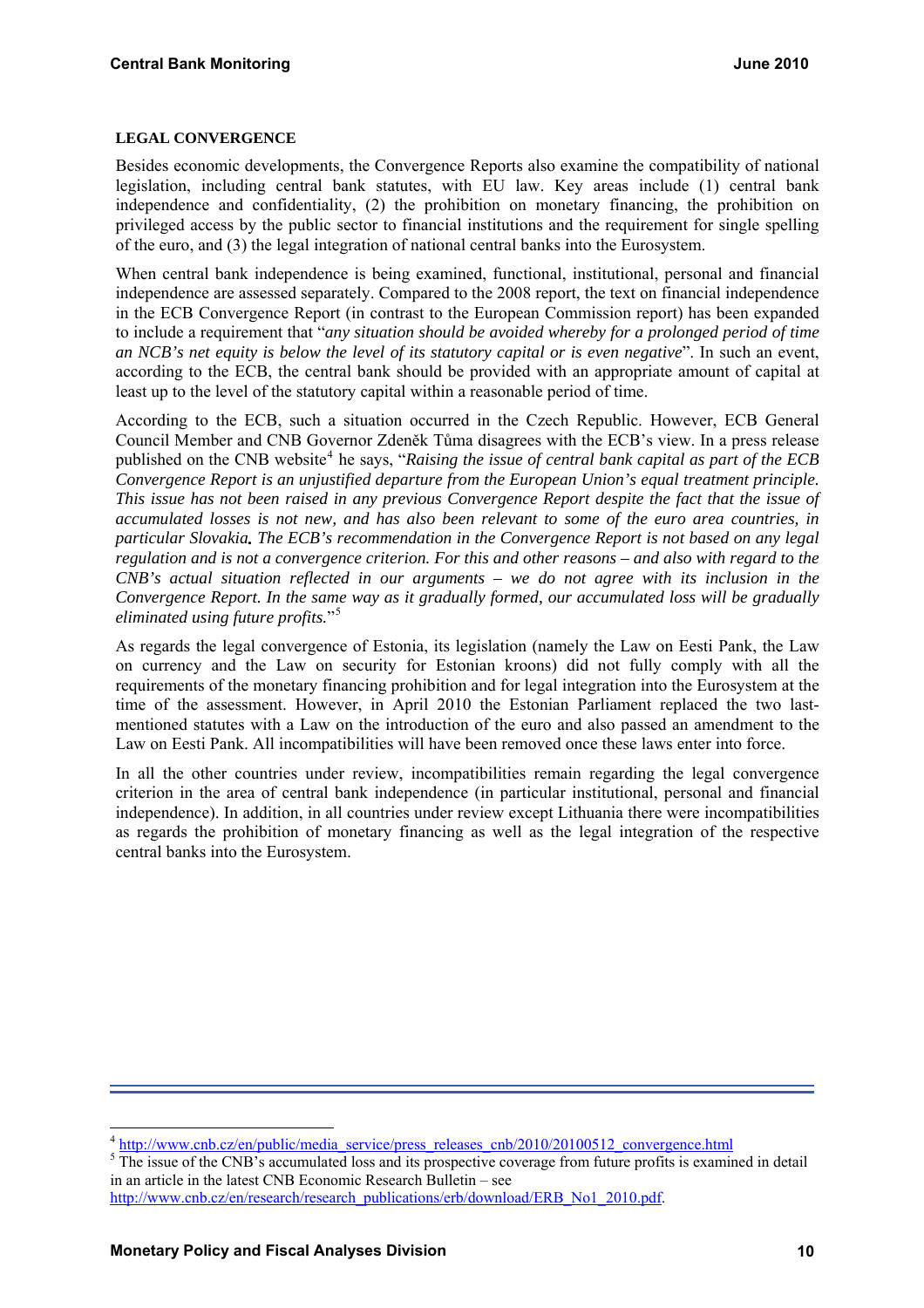## LEGAL CONVERGENCE

Besides economic developments, the Convergence Reports also examine the compatibility of national legislation, including central bank statutes, with EU law. Key areas include (1) central bank independence and confidentiality, (2) the prohibition on monetary financing, the prohibition on privileged access by the public sector to financial institutions and the requirement for single spelling of the euro, and (3) the legal integration of national central banks into the Eurosystem.

When central bank independence is being examined, functional, institutional, personal and financial independence are assessed separately. Compared to the 2008 report, the text on financial independence in the ECB Convergence Report (in contrast to the European Commission report) has been expanded to include a requirement that "*any situation should be avoided whereby for a prolonged period of time an NCB's net equity is below the level of its statutory capital or is even negative*". In such an event, according to the ECB, the central bank should be provided with an appropriate amount of capital at least up to the level of the statutory capital within a reasonable period of time.

According to the ECB, such a situation occurred in the Czech Republic. However, ECB General Council Member and CNB Governor Zdeněk Tůma disagrees with the ECB's view. In a press release published on the CNB website[4] he says, "*Raising the issue of central bank capital as part of the ECB Convergence Report is an unjustified departure from the European Union's equal treatment principle. This issue has not been raised in any previous Convergence Report despite the fact that the issue of accumulated losses is not new, and has also been relevant to some of the euro area countries, in particular Slovakia. The ECB's recommendation in the Convergence Report is not based on any legal regulation and is not a convergence criterion. For this and other reasons – and also with regard to the CNB's actual situation reflected in our arguments – we do not agree with its inclusion in the Convergence Report. In the same way as it gradually formed, our accumulated loss will be gradually eliminated using future profits.*"[5]

As regards the legal convergence of Estonia, its legislation (namely the Law on Eesti Pank, the Law on currency and the Law on security for Estonian kroons) did not fully comply with all the requirements of the monetary financing prohibition and for legal integration into the Eurosystem at the time of the assessment. However, in April 2010 the Estonian Parliament replaced the two last-mentioned statutes with a Law on the introduction of the euro and also passed an amendment to the Law on Eesti Pank. All incompatibilities will have been removed once these laws enter into force.

In all the other countries under review, incompatibilities remain regarding the legal convergence criterion in the area of central bank independence (in particular institutional, personal and financial independence). In addition, in all countries under review except Lithuania there were incompatibilities as regards the prohibition of monetary financing as well as the legal integration of the respective central banks into the Eurosystem.

---

[4] http://www.cnb.cz/en/public/media_service/press_releases_cnb/2010/20100512_convergence.html

[5] The issue of the CNB's accumulated loss and its prospective coverage from future profits is examined in detail in an article in the latest CNB Economic Research Bulletin – see http://www.cnb.cz/en/research/research_publications/erb/download/ERB_No1_2010.pdf.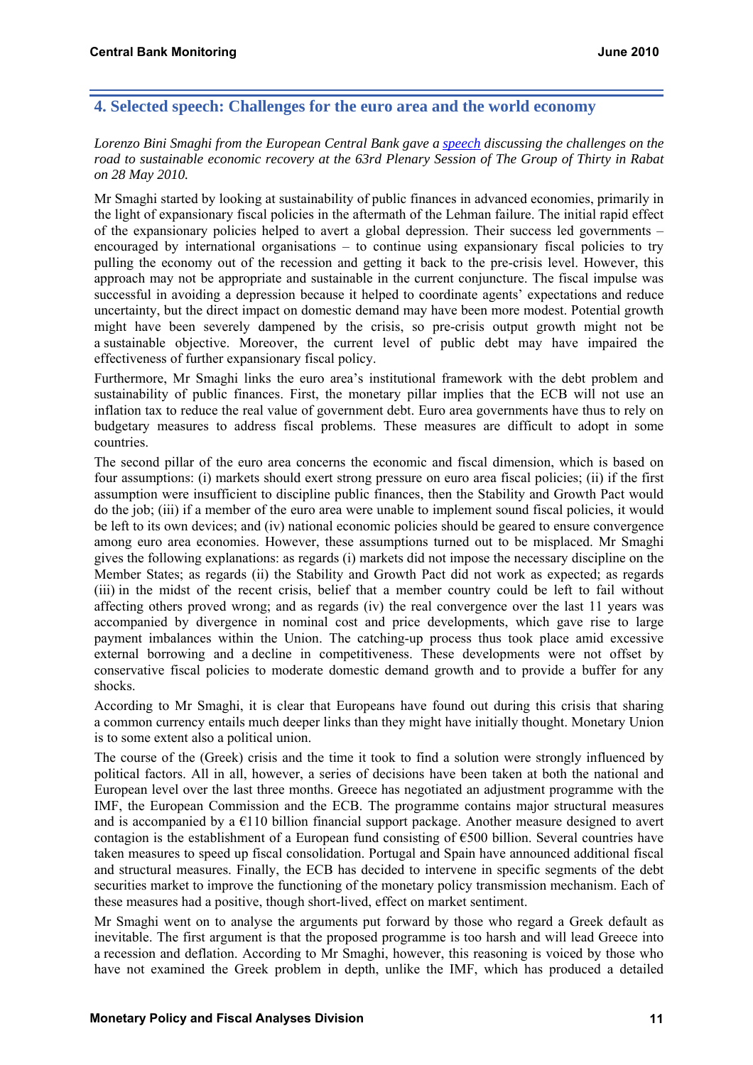## 4. Selected speech: Challenges for the euro area and the world economy

*Lorenzo Bini Smaghi from the European Central Bank gave a speech discussing the challenges on the road to sustainable economic recovery at the 63rd Plenary Session of The Group of Thirty in Rabat on 28 May 2010.*

Mr Smaghi started by looking at sustainability of public finances in advanced economies, primarily in the light of expansionary fiscal policies in the aftermath of the Lehman failure. The initial rapid effect of the expansionary policies helped to avert a global depression. Their success led governments – encouraged by international organisations – to continue using expansionary fiscal policies to try pulling the economy out of the recession and getting it back to the pre-crisis level. However, this approach may not be appropriate and sustainable in the current conjuncture. The fiscal impulse was successful in avoiding a depression because it helped to coordinate agents' expectations and reduce uncertainty, but the direct impact on domestic demand may have been more modest. Potential growth might have been severely dampened by the crisis, so pre-crisis output growth might not be a sustainable objective. Moreover, the current level of public debt may have impaired the effectiveness of further expansionary fiscal policy.

Furthermore, Mr Smaghi links the euro area's institutional framework with the debt problem and sustainability of public finances. First, the monetary pillar implies that the ECB will not use an inflation tax to reduce the real value of government debt. Euro area governments have thus to rely on budgetary measures to address fiscal problems. These measures are difficult to adopt in some countries.

The second pillar of the euro area concerns the economic and fiscal dimension, which is based on four assumptions: (i) markets should exert strong pressure on euro area fiscal policies; (ii) if the first assumption were insufficient to discipline public finances, then the Stability and Growth Pact would do the job; (iii) if a member of the euro area were unable to implement sound fiscal policies, it would be left to its own devices; and (iv) national economic policies should be geared to ensure convergence among euro area economies. However, these assumptions turned out to be misplaced. Mr Smaghi gives the following explanations: as regards (i) markets did not impose the necessary discipline on the Member States; as regards (ii) the Stability and Growth Pact did not work as expected; as regards (iii) in the midst of the recent crisis, belief that a member country could be left to fail without affecting others proved wrong; and as regards (iv) the real convergence over the last 11 years was accompanied by divergence in nominal cost and price developments, which gave rise to large payment imbalances within the Union. The catching-up process thus took place amid excessive external borrowing and a decline in competitiveness. These developments were not offset by conservative fiscal policies to moderate domestic demand growth and to provide a buffer for any shocks.

According to Mr Smaghi, it is clear that Europeans have found out during this crisis that sharing a common currency entails much deeper links than they might have initially thought. Monetary Union is to some extent also a political union.

The course of the (Greek) crisis and the time it took to find a solution were strongly influenced by political factors. All in all, however, a series of decisions have been taken at both the national and European level over the last three months. Greece has negotiated an adjustment programme with the IMF, the European Commission and the ECB. The programme contains major structural measures and is accompanied by a €110 billion financial support package. Another measure designed to avert contagion is the establishment of a European fund consisting of €500 billion. Several countries have taken measures to speed up fiscal consolidation. Portugal and Spain have announced additional fiscal and structural measures. Finally, the ECB has decided to intervene in specific segments of the debt securities market to improve the functioning of the monetary policy transmission mechanism. Each of these measures had a positive, though short-lived, effect on market sentiment.

Mr Smaghi went on to analyse the arguments put forward by those who regard a Greek default as inevitable. The first argument is that the proposed programme is too harsh and will lead Greece into a recession and deflation. According to Mr Smaghi, however, this reasoning is voiced by those who have not examined the Greek problem in depth, unlike the IMF, which has produced a detailed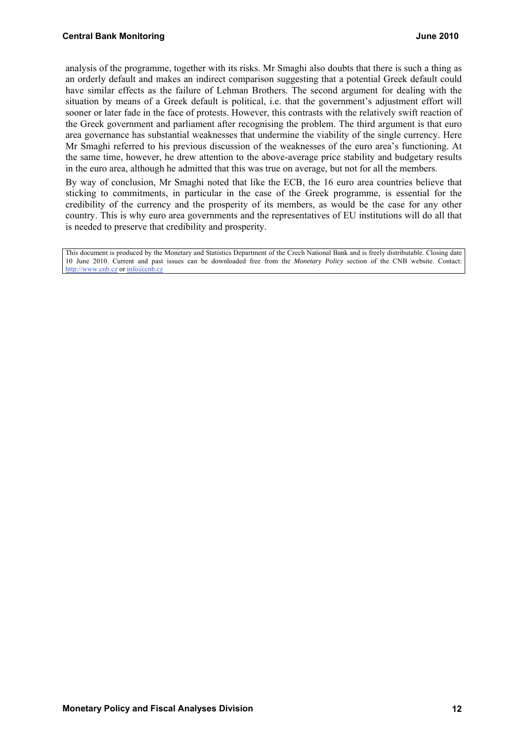analysis of the programme, together with its risks. Mr Smaghi also doubts that there is such a thing as an orderly default and makes an indirect comparison suggesting that a potential Greek default could have similar effects as the failure of Lehman Brothers. The second argument for dealing with the situation by means of a Greek default is political, i.e. that the government's adjustment effort will sooner or later fade in the face of protests. However, this contrasts with the relatively swift reaction of the Greek government and parliament after recognising the problem. The third argument is that euro area governance has substantial weaknesses that undermine the viability of the single currency. Here Mr Smaghi referred to his previous discussion of the weaknesses of the euro area's functioning. At the same time, however, he drew attention to the above-average price stability and budgetary results in the euro area, although he admitted that this was true on average, but not for all the members.

By way of conclusion, Mr Smaghi noted that like the ECB, the 16 euro area countries believe that sticking to commitments, in particular in the case of the Greek programme, is essential for the credibility of the currency and the prosperity of its members, as would be the case for any other country. This is why euro area governments and the representatives of EU institutions will do all that is needed to preserve that credibility and prosperity.

This document is produced by the Monetary and Statistics Department of the Czech National Bank and is freely distributable. Closing date 10 June 2010. Current and past issues can be downloaded free from the *Monetary Policy* section of the CNB website. Contact: http://www.cnb.cz or info@cnb.cz